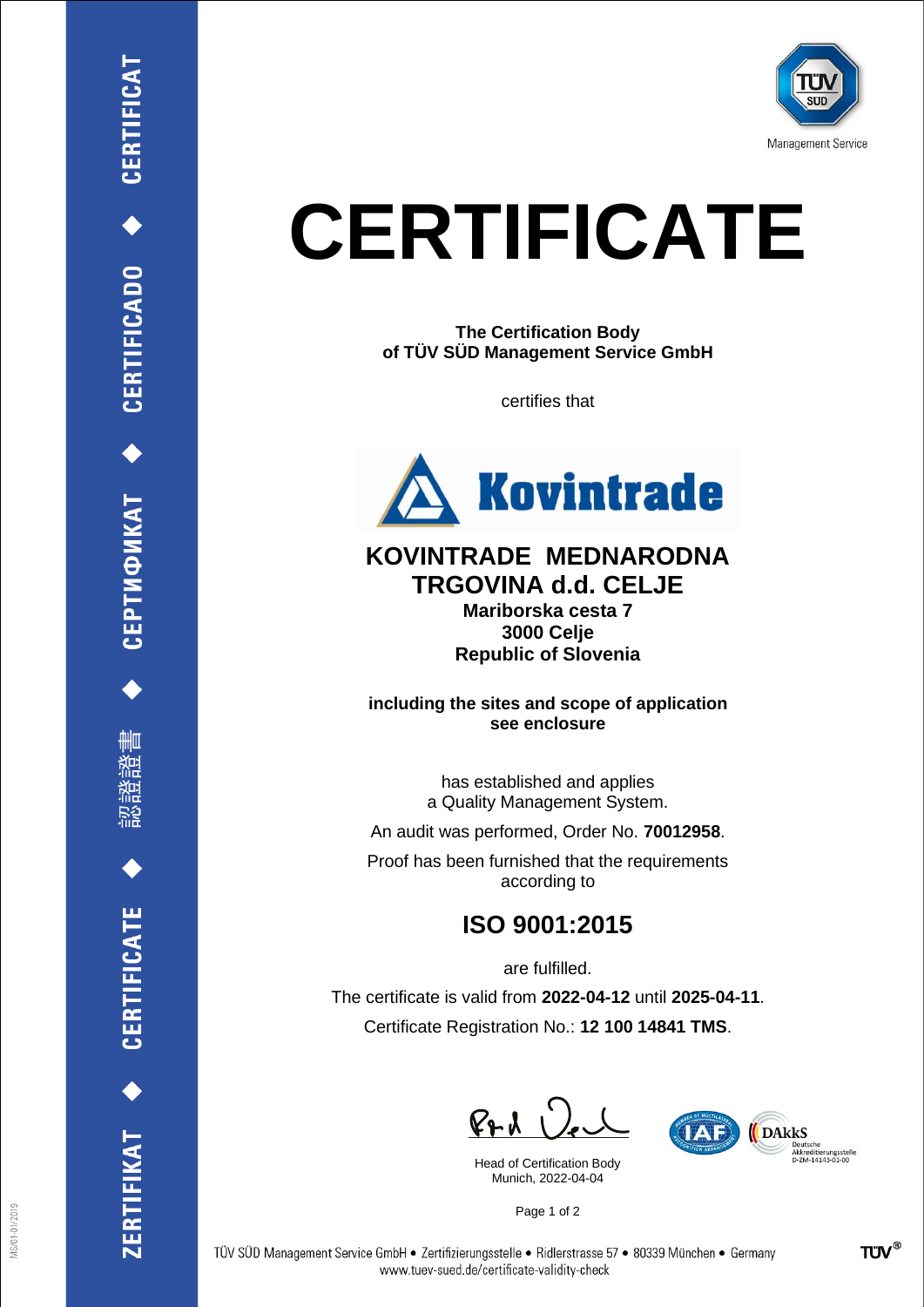# CERTIFICATE

**The Certification Body**
**of TÜV SÜD Management Service GmbH**

certifies that

## KOVINTRADE MEDNARODNA TRGOVINA d.d. CELJE

**Mariborska cesta 7**
**3000 Celje**
**Republic of Slovenia**

**including the sites and scope of application**
**see enclosure**

has established and applies
a Quality Management System.

An audit was performed, Order No. **70012958**.

Proof has been furnished that the requirements
according to

## ISO 9001:2015

are fulfilled.

The certificate is valid from **2022-04-12** until **2025-04-11**.

Certificate Registration No.: **12 100 14841 TMS**.

Head of Certification Body
Munich, 2022-04-04

TÜV SÜD Management Service GmbH • Zertifizierungsstelle • Ridlerstrasse 57 • 80339 München • Germany
www.tuev-sued.de/certificate-validity-check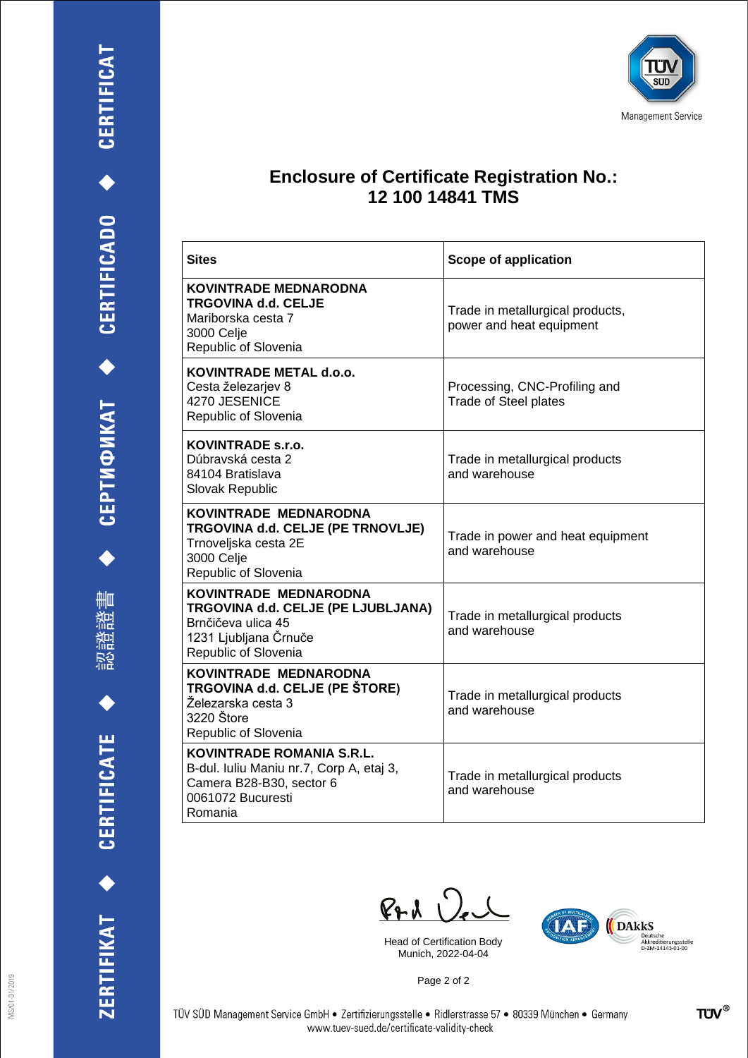TÜV SÜD

Management Service

# Enclosure of Certificate Registration No.: 12 100 14841 TMS

| Sites | Scope of application |
|---|---|
| **KOVINTRADE MEDNARODNA TRGOVINA d.d. CELJE**<br>Mariborska cesta 7<br>3000 Celje<br>Republic of Slovenia | Trade in metallurgical products, power and heat equipment |
| **KOVINTRADE METAL d.o.o.**<br>Cesta železarjev 8<br>4270 JESENICE<br>Republic of Slovenia | Processing, CNC-Profiling and Trade of Steel plates |
| **KOVINTRADE s.r.o.**<br>Dúbravská cesta 2<br>84104 Bratislava<br>Slovak Republic | Trade in metallurgical products and warehouse |
| **KOVINTRADE MEDNARODNA TRGOVINA d.d. CELJE (PE TRNOVLJE)**<br>Trnoveljska cesta 2E<br>3000 Celje<br>Republic of Slovenia | Trade in power and heat equipment and warehouse |
| **KOVINTRADE MEDNARODNA TRGOVINA d.d. CELJE (PE LJUBLJANA)**<br>Brnčičeva ulica 45<br>1231 Ljubljana Črnuče<br>Republic of Slovenia | Trade in metallurgical products and warehouse |
| **KOVINTRADE MEDNARODNA TRGOVINA d.d. CELJE (PE ŠTORE)**<br>Železarska cesta 3<br>3220 Štore<br>Republic of Slovenia | Trade in metallurgical products and warehouse |
| **KOVINTRADE ROMANIA S.R.L.**<br>B-dul. Iuliu Maniu nr.7, Corp A, etaj 3, Camera B28-B30, sector 6<br>0061072 Bucuresti<br>Romania | Trade in metallurgical products and warehouse |

Head of Certification Body
Munich, 2022-04-04

DAkkS Deutsche Akkreditierungsstelle D-ZM-14143-01-00

TÜV SÜD Management Service GmbH • Zertifizierungsstelle • Ridlerstrasse 57 • 80339 München • Germany
www.tuev-sued.de/certificate-validity-check